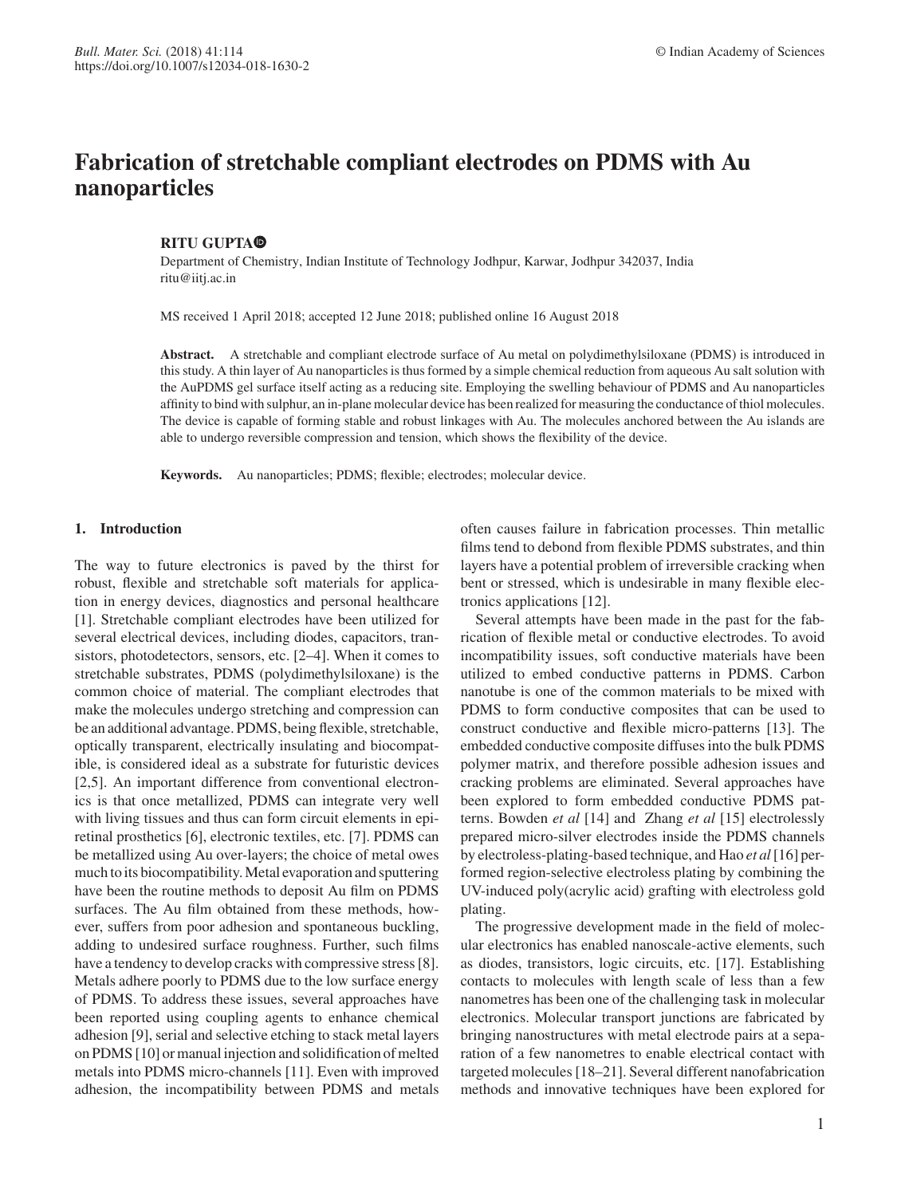# Fabrication of stretchable compliant electrodes on PDMS with Au nanoparticles

**RITU GUPTA**

Department of Chemistry, Indian Institute of Technology Jodhpur, Karwar, Jodhpur 342037, India
ritu@iitj.ac.in

MS received 1 April 2018; accepted 12 June 2018; published online 16 August 2018

**Abstract.** A stretchable and compliant electrode surface of Au metal on polydimethylsiloxane (PDMS) is introduced in this study. A thin layer of Au nanoparticles is thus formed by a simple chemical reduction from aqueous Au salt solution with the AuPDMS gel surface itself acting as a reducing site. Employing the swelling behaviour of PDMS and Au nanoparticles affinity to bind with sulphur, an in-plane molecular device has been realized for measuring the conductance of thiol molecules. The device is capable of forming stable and robust linkages with Au. The molecules anchored between the Au islands are able to undergo reversible compression and tension, which shows the flexibility of the device.

**Keywords.** Au nanoparticles; PDMS; flexible; electrodes; molecular device.

## 1. Introduction

The way to future electronics is paved by the thirst for robust, flexible and stretchable soft materials for application in energy devices, diagnostics and personal healthcare [1]. Stretchable compliant electrodes have been utilized for several electrical devices, including diodes, capacitors, transistors, photodetectors, sensors, etc. [2–4]. When it comes to stretchable substrates, PDMS (polydimethylsiloxane) is the common choice of material. The compliant electrodes that make the molecules undergo stretching and compression can be an additional advantage. PDMS, being flexible, stretchable, optically transparent, electrically insulating and biocompatible, is considered ideal as a substrate for futuristic devices [2,5]. An important difference from conventional electronics is that once metallized, PDMS can integrate very well with living tissues and thus can form circuit elements in epiretinal prosthetics [6], electronic textiles, etc. [7]. PDMS can be metallized using Au over-layers; the choice of metal owes much to its biocompatibility. Metal evaporation and sputtering have been the routine methods to deposit Au film on PDMS surfaces. The Au film obtained from these methods, however, suffers from poor adhesion and spontaneous buckling, adding to undesired surface roughness. Further, such films have a tendency to develop cracks with compressive stress [8]. Metals adhere poorly to PDMS due to the low surface energy of PDMS. To address these issues, several approaches have been reported using coupling agents to enhance chemical adhesion [9], serial and selective etching to stack metal layers on PDMS [10] or manual injection and solidification of melted metals into PDMS micro-channels [11]. Even with improved adhesion, the incompatibility between PDMS and metals often causes failure in fabrication processes. Thin metallic films tend to debond from flexible PDMS substrates, and thin layers have a potential problem of irreversible cracking when bent or stressed, which is undesirable in many flexible electronics applications [12].

Several attempts have been made in the past for the fabrication of flexible metal or conductive electrodes. To avoid incompatibility issues, soft conductive materials have been utilized to embed conductive patterns in PDMS. Carbon nanotube is one of the common materials to be mixed with PDMS to form conductive composites that can be used to construct conductive and flexible micro-patterns [13]. The embedded conductive composite diffuses into the bulk PDMS polymer matrix, and therefore possible adhesion issues and cracking problems are eliminated. Several approaches have been explored to form embedded conductive PDMS patterns. Bowden *et al* [14] and Zhang *et al* [15] electrolessly prepared micro-silver electrodes inside the PDMS channels by electroless-plating-based technique, and Hao *et al* [16] performed region-selective electroless plating by combining the UV-induced poly(acrylic acid) grafting with electroless gold plating.

The progressive development made in the field of molecular electronics has enabled nanoscale-active elements, such as diodes, transistors, logic circuits, etc. [17]. Establishing contacts to molecules with length scale of less than a few nanometres has been one of the challenging task in molecular electronics. Molecular transport junctions are fabricated by bringing nanostructures with metal electrode pairs at a separation of a few nanometres to enable electrical contact with targeted molecules [18–21]. Several different nanofabrication methods and innovative techniques have been explored for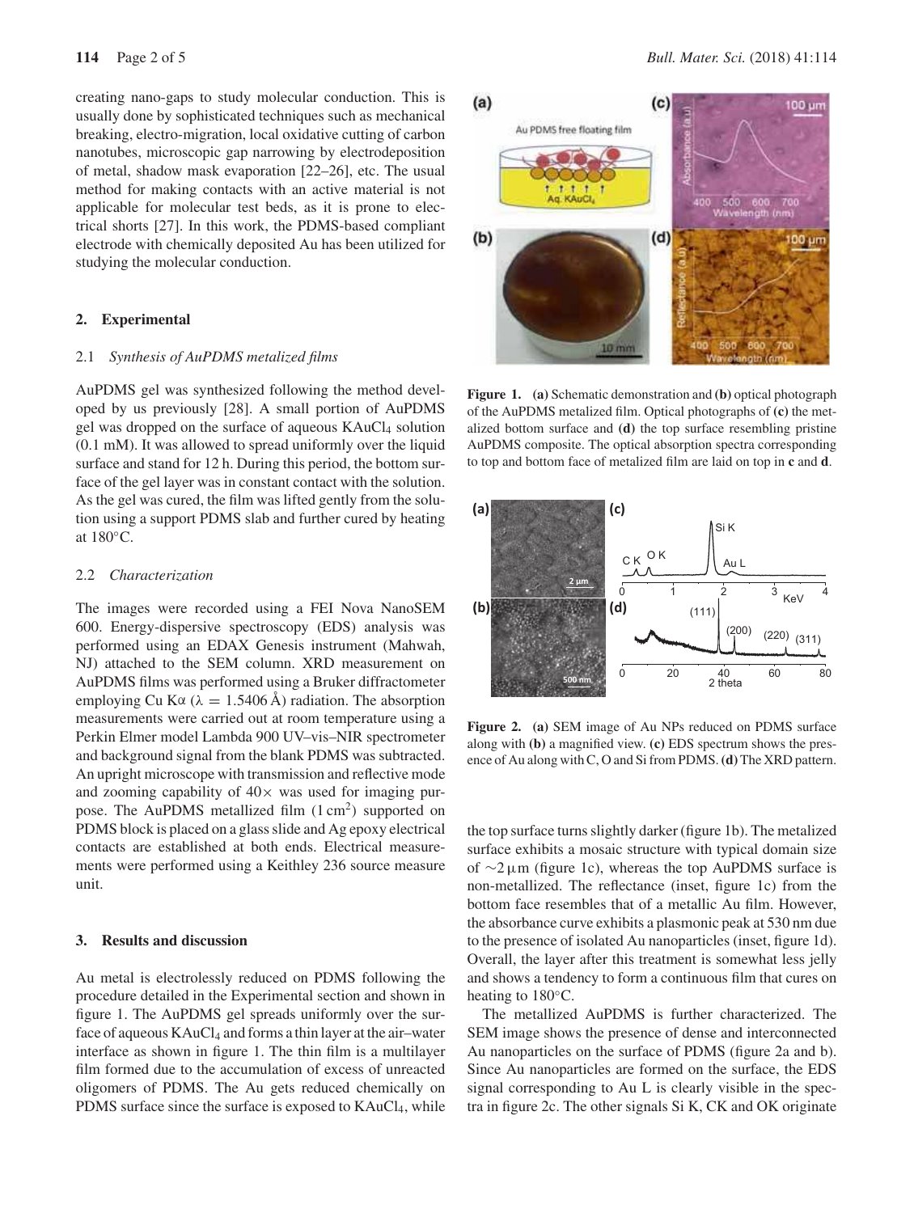creating nano-gaps to study molecular conduction. This is usually done by sophisticated techniques such as mechanical breaking, electro-migration, local oxidative cutting of carbon nanotubes, microscopic gap narrowing by electrodeposition of metal, shadow mask evaporation [22–26], etc. The usual method for making contacts with an active material is not applicable for molecular test beds, as it is prone to electrical shorts [27]. In this work, the PDMS-based compliant electrode with chemically deposited Au has been utilized for studying the molecular conduction.

## 2. Experimental

### 2.1 *Synthesis of AuPDMS metalized films*

AuPDMS gel was synthesized following the method developed by us previously [28]. A small portion of AuPDMS gel was dropped on the surface of aqueous $KAuCl_4$ solution (0.1 mM). It was allowed to spread uniformly over the liquid surface and stand for 12 h. During this period, the bottom surface of the gel layer was in constant contact with the solution. As the gel was cured, the film was lifted gently from the solution using a support PDMS slab and further cured by heating at 180°C.

### 2.2 *Characterization*

The images were recorded using a FEI Nova NanoSEM 600. Energy-dispersive spectroscopy (EDS) analysis was performed using an EDAX Genesis instrument (Mahwah, NJ) attached to the SEM column. XRD measurement on AuPDMS films was performed using a Bruker diffractometer employing Cu K$\alpha$ ($\lambda = 1.5406$ Å) radiation. The absorption measurements were carried out at room temperature using a Perkin Elmer model Lambda 900 UV–vis–NIR spectrometer and background signal from the blank PDMS was subtracted. An upright microscope with transmission and reflective mode and zooming capability of 40× was used for imaging purpose. The AuPDMS metallized film (1 $cm^2$) supported on PDMS block is placed on a glass slide and Ag epoxy electrical contacts are established at both ends. Electrical measurements were performed using a Keithley 236 source measure unit.

## 3. Results and discussion

Au metal is electrolessly reduced on PDMS following the procedure detailed in the Experimental section and shown in figure 1. The AuPDMS gel spreads uniformly over the surface of aqueous $KAuCl_4$ and forms a thin layer at the air–water interface as shown in figure 1. The thin film is a multilayer film formed due to the accumulation of excess of unreacted oligomers of PDMS. The Au gets reduced chemically on PDMS surface since the surface is exposed to $KAuCl_4$, while the top surface turns slightly darker (figure 1b). The metalized surface exhibits a mosaic structure with typical domain size of ∼2 µm (figure 1c), whereas the top AuPDMS surface is non-metallized. The reflectance (inset, figure 1c) from the bottom face resembles that of a metallic Au film. However, the absorbance curve exhibits a plasmonic peak at 530 nm due to the presence of isolated Au nanoparticles (inset, figure 1d). Overall, the layer after this treatment is somewhat less jelly and shows a tendency to form a continuous film that cures on heating to 180°C.

**Figure 1.** **(a)** Schematic demonstration and **(b)** optical photograph of the AuPDMS metalized film. Optical photographs of **(c)** the metalized bottom surface and **(d)** the top surface resembling pristine AuPDMS composite. The optical absorption spectra corresponding to top and bottom face of metalized film are laid on top in **c** and **d**.

**Figure 2.** **(a)** SEM image of Au NPs reduced on PDMS surface along with **(b)** a magnified view. **(c)** EDS spectrum shows the presence of Au along with C, O and Si from PDMS. **(d)** The XRD pattern.

The metallized AuPDMS is further characterized. The SEM image shows the presence of dense and interconnected Au nanoparticles on the surface of PDMS (figure 2a and b). Since Au nanoparticles are formed on the surface, the EDS signal corresponding to Au L is clearly visible in the spectra in figure 2c. The other signals Si K, CK and OK originate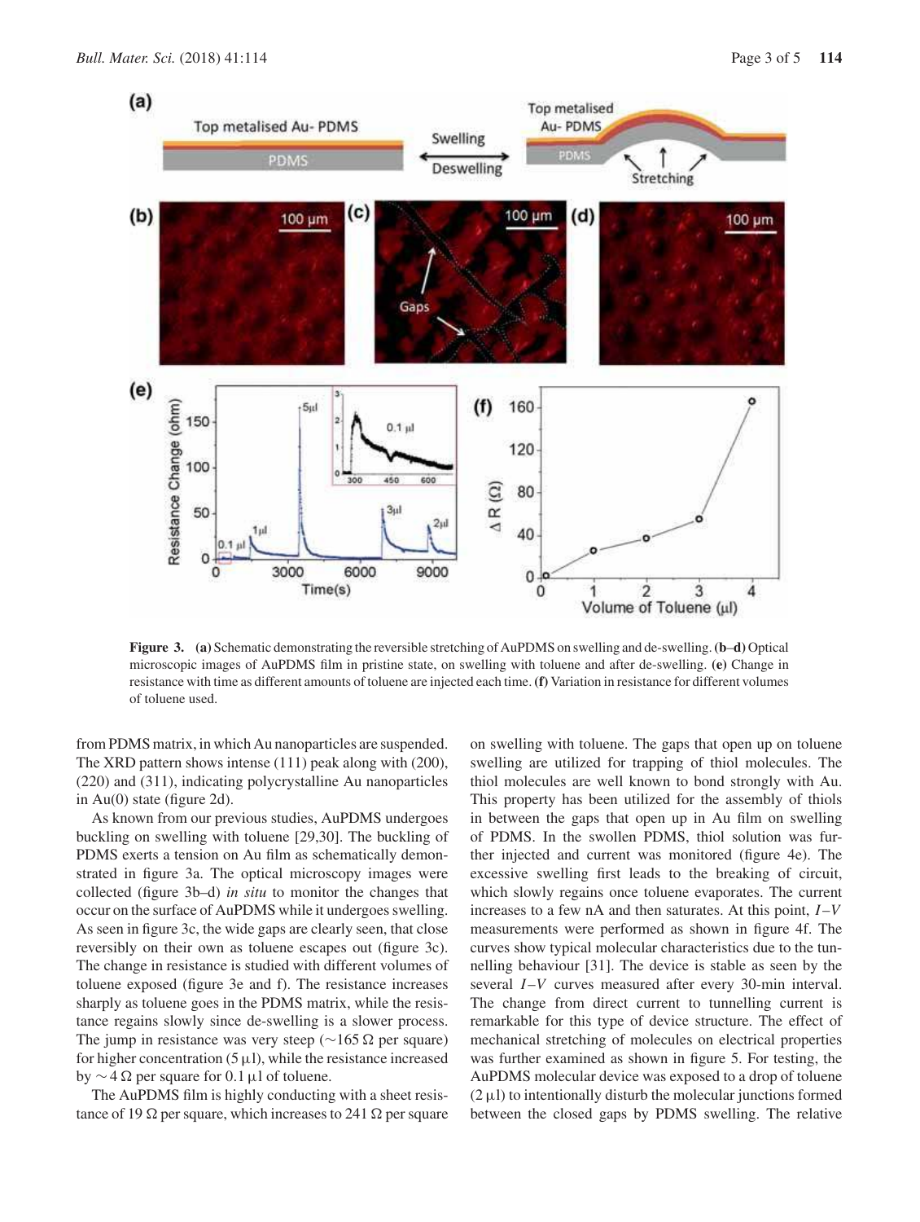**Figure 3.** **(a)** Schematic demonstrating the reversible stretching of AuPDMS on swelling and de-swelling. **(b–d)** Optical microscopic images of AuPDMS film in pristine state, on swelling with toluene and after de-swelling. **(e)** Change in resistance with time as different amounts of toluene are injected each time. **(f)** Variation in resistance for different volumes of toluene used.

from PDMS matrix, in which Au nanoparticles are suspended. The XRD pattern shows intense (111) peak along with (200), (220) and (311), indicating polycrystalline Au nanoparticles in Au(0) state (figure 2d).

As known from our previous studies, AuPDMS undergoes buckling on swelling with toluene [29,30]. The buckling of PDMS exerts a tension on Au film as schematically demonstrated in figure 3a. The optical microscopy images were collected (figure 3b–d) *in situ* to monitor the changes that occur on the surface of AuPDMS while it undergoes swelling. As seen in figure 3c, the wide gaps are clearly seen, that close reversibly on their own as toluene escapes out (figure 3c). The change in resistance is studied with different volumes of toluene exposed (figure 3e and f). The resistance increases sharply as toluene goes in the PDMS matrix, while the resistance regains slowly since de-swelling is a slower process. The jump in resistance was very steep ($\sim 165\ \Omega$ per square) for higher concentration ($5\ \mu$l), while the resistance increased by $\sim 4\ \Omega$ per square for $0.1\ \mu$l of toluene.

The AuPDMS film is highly conducting with a sheet resistance of $19\ \Omega$ per square, which increases to $241\ \Omega$ per square on swelling with toluene. The gaps that open up on toluene swelling are utilized for trapping of thiol molecules. The thiol molecules are well known to bond strongly with Au. This property has been utilized for the assembly of thiols in between the gaps that open up in Au film on swelling of PDMS. In the swollen PDMS, thiol solution was further injected and current was monitored (figure 4e). The excessive swelling first leads to the breaking of circuit, which slowly regains once toluene evaporates. The current increases to a few nA and then saturates. At this point, *I–V* measurements were performed as shown in figure 4f. The curves show typical molecular characteristics due to the tunnelling behaviour [31]. The device is stable as seen by the several *I–V* curves measured after every 30-min interval. The change from direct current to tunnelling current is remarkable for this type of device structure. The effect of mechanical stretching of molecules on electrical properties was further examined as shown in figure 5. For testing, the AuPDMS molecular device was exposed to a drop of toluene ($2\ \mu$l) to intentionally disturb the molecular junctions formed between the closed gaps by PDMS swelling. The relative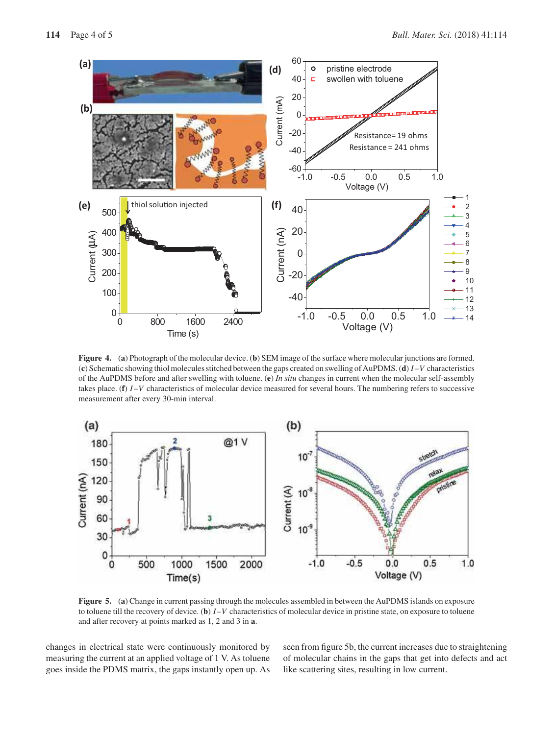**Figure 4.** (**a**) Photograph of the molecular device. (**b**) SEM image of the surface where molecular junctions are formed. (**c**) Schematic showing thiol molecules stitched between the gaps created on swelling of AuPDMS. (**d**) $I$–$V$ characteristics of the AuPDMS before and after swelling with toluene. (**e**) *In situ* changes in current when the molecular self-assembly takes place. (**f**) $I$–$V$ characteristics of molecular device measured for several hours. The numbering refers to successive measurement after every 30-min interval.

**Figure 5.** (**a**) Change in current passing through the molecules assembled in between the AuPDMS islands on exposure to toluene till the recovery of device. (**b**) $I$–$V$ characteristics of molecular device in pristine state, on exposure to toluene and after recovery at points marked as 1, 2 and 3 in **a**.

changes in electrical state were continuously monitored by measuring the current at an applied voltage of 1 V. As toluene goes inside the PDMS matrix, the gaps instantly open up. As seen from figure 5b, the current increases due to straightening of molecular chains in the gaps that get into defects and act like scattering sites, resulting in low current.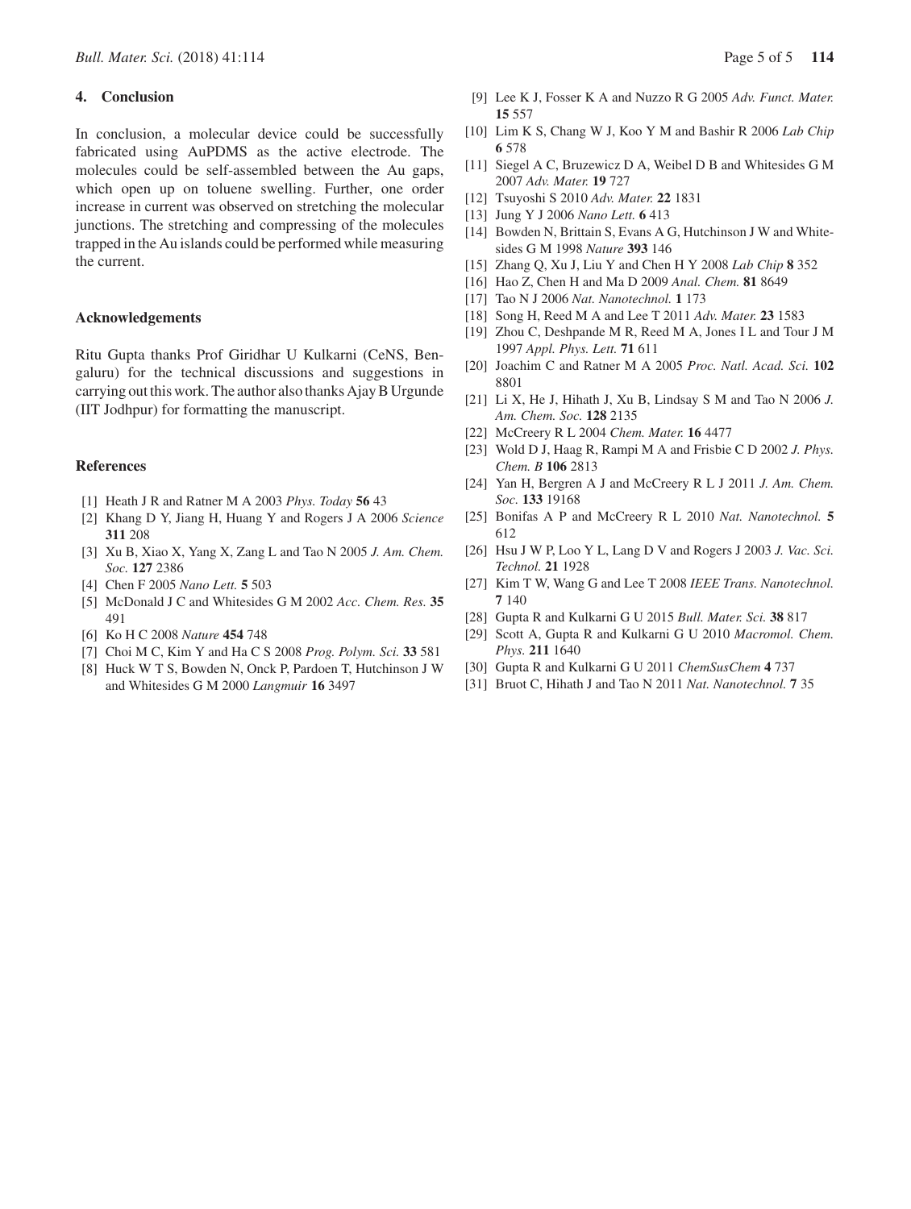## 4. Conclusion

In conclusion, a molecular device could be successfully fabricated using AuPDMS as the active electrode. The molecules could be self-assembled between the Au gaps, which open up on toluene swelling. Further, one order increase in current was observed on stretching the molecular junctions. The stretching and compressing of the molecules trapped in the Au islands could be performed while measuring the current.

### Acknowledgements

Ritu Gupta thanks Prof Giridhar U Kulkarni (CeNS, Bengaluru) for the technical discussions and suggestions in carrying out this work. The author also thanks Ajay B Urgunde (IIT Jodhpur) for formatting the manuscript.

### References

[1] Heath J R and Ratner M A 2003 *Phys. Today* **56** 43

[2] Khang D Y, Jiang H, Huang Y and Rogers J A 2006 *Science* **311** 208

[3] Xu B, Xiao X, Yang X, Zang L and Tao N 2005 *J. Am. Chem. Soc.* **127** 2386

[4] Chen F 2005 *Nano Lett.* **5** 503

[5] McDonald J C and Whitesides G M 2002 *Acc. Chem. Res.* **35** 491

[6] Ko H C 2008 *Nature* **454** 748

[7] Choi M C, Kim Y and Ha C S 2008 *Prog. Polym. Sci.* **33** 581

[8] Huck W T S, Bowden N, Onck P, Pardoen T, Hutchinson J W and Whitesides G M 2000 *Langmuir* **16** 3497

[9] Lee K J, Fosser K A and Nuzzo R G 2005 *Adv. Funct. Mater.* **15** 557

[10] Lim K S, Chang W J, Koo Y M and Bashir R 2006 *Lab Chip* **6** 578

[11] Siegel A C, Bruzewicz D A, Weibel D B and Whitesides G M 2007 *Adv. Mater.* **19** 727

[12] Tsuyoshi S 2010 *Adv. Mater.* **22** 1831

[13] Jung Y J 2006 *Nano Lett.* **6** 413

[14] Bowden N, Brittain S, Evans A G, Hutchinson J W and Whitesides G M 1998 *Nature* **393** 146

[15] Zhang Q, Xu J, Liu Y and Chen H Y 2008 *Lab Chip* **8** 352

[16] Hao Z, Chen H and Ma D 2009 *Anal. Chem.* **81** 8649

[17] Tao N J 2006 *Nat. Nanotechnol.* **1** 173

[18] Song H, Reed M A and Lee T 2011 *Adv. Mater.* **23** 1583

[19] Zhou C, Deshpande M R, Reed M A, Jones I L and Tour J M 1997 *Appl. Phys. Lett.* **71** 611

[20] Joachim C and Ratner M A 2005 *Proc. Natl. Acad. Sci.* **102** 8801

[21] Li X, He J, Hihath J, Xu B, Lindsay S M and Tao N 2006 *J. Am. Chem. Soc.* **128** 2135

[22] McCreery R L 2004 *Chem. Mater.* **16** 4477

[23] Wold D J, Haag R, Rampi M A and Frisbie C D 2002 *J. Phys. Chem. B* **106** 2813

[24] Yan H, Bergren A J and McCreery R L J 2011 *J. Am. Chem. Soc.* **133** 19168

[25] Bonifas A P and McCreery R L 2010 *Nat. Nanotechnol.* **5** 612

[26] Hsu J W P, Loo Y L, Lang D V and Rogers J 2003 *J. Vac. Sci. Technol.* **21** 1928

[27] Kim T W, Wang G and Lee T 2008 *IEEE Trans. Nanotechnol.* **7** 140

[28] Gupta R and Kulkarni G U 2015 *Bull. Mater. Sci.* **38** 817

[29] Scott A, Gupta R and Kulkarni G U 2010 *Macromol. Chem. Phys.* **211** 1640

[30] Gupta R and Kulkarni G U 2011 *ChemSusChem* **4** 737

[31] Bruot C, Hihath J and Tao N 2011 *Nat. Nanotechnol.* **7** 35